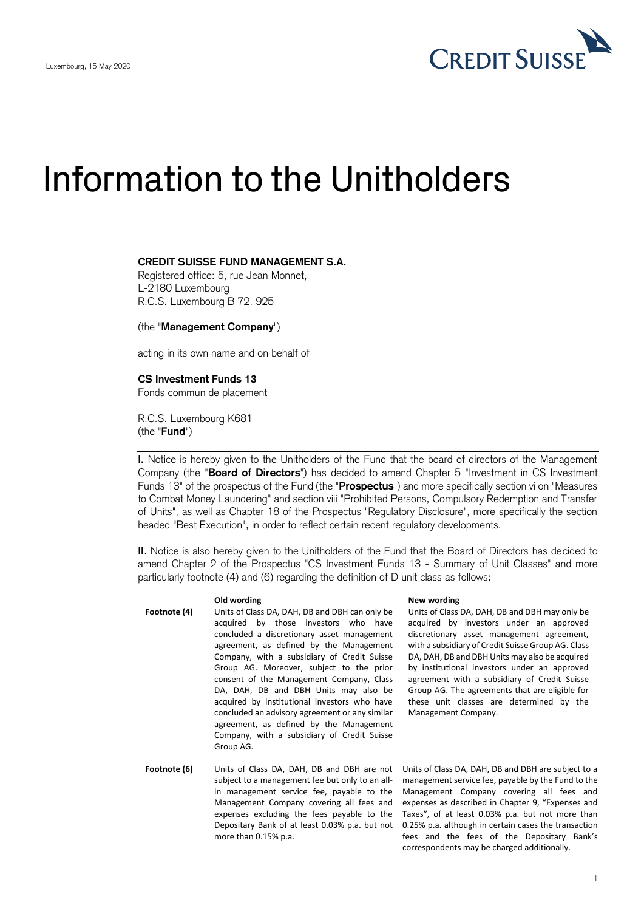Luxembourg, 15 May 2020

CREDIT SUISSE

# Information to the Unitholders

**CREDIT SUISSE FUND MANAGEMENT S.A.**
Registered office: 5, rue Jean Monnet,
L-2180 Luxembourg
R.C.S. Luxembourg B 72. 925

(the "**Management Company**")

acting in its own name and on behalf of

**CS Investment Funds 13**
Fonds commun de placement

R.C.S. Luxembourg K681
(the "**Fund**")

**I.** Notice is hereby given to the Unitholders of the Fund that the board of directors of the Management Company (the "**Board of Directors**") has decided to amend Chapter 5 "Investment in CS Investment Funds 13" of the prospectus of the Fund (the "**Prospectus**") and more specifically section vi on "Measures to Combat Money Laundering" and section viii "Prohibited Persons, Compulsory Redemption and Transfer of Units", as well as Chapter 18 of the Prospectus "Regulatory Disclosure", more specifically the section headed "Best Execution", in order to reflect certain recent regulatory developments.

**II**. Notice is also hereby given to the Unitholders of the Fund that the Board of Directors has decided to amend Chapter 2 of the Prospectus "CS Investment Funds 13 - Summary of Unit Classes" and more particularly footnote (4) and (6) regarding the definition of D unit class as follows:

| | Old wording | New wording |
|---|---|---|
| **Footnote (4)** | Units of Class DA, DAH, DB and DBH can only be acquired by those investors who have concluded a discretionary asset management agreement, as defined by the Management Company, with a subsidiary of Credit Suisse Group AG. Moreover, subject to the prior consent of the Management Company, Class DA, DAH, DB and DBH Units may also be acquired by institutional investors who have concluded an advisory agreement or any similar agreement, as defined by the Management Company, with a subsidiary of Credit Suisse Group AG. | Units of Class DA, DAH, DB and DBH may only be acquired by investors under an approved discretionary asset management agreement, with a subsidiary of Credit Suisse Group AG. Class DA, DAH, DB and DBH Units may also be acquired by institutional investors under an approved agreement with a subsidiary of Credit Suisse Group AG. The agreements that are eligible for these unit classes are determined by the Management Company. |
| **Footnote (6)** | Units of Class DA, DAH, DB and DBH are not subject to a management fee but only to an all-in management service fee, payable to the Management Company covering all fees and expenses excluding the fees payable to the Depositary Bank of at least 0.03% p.a. but not more than 0.15% p.a. | Units of Class DA, DAH, DB and DBH are subject to a management service fee, payable by the Fund to the Management Company covering all fees and expenses as described in Chapter 9, "Expenses and Taxes", of at least 0.03% p.a. but not more than 0.25% p.a. although in certain cases the transaction fees and the fees of the Depositary Bank's correspondents may be charged additionally. |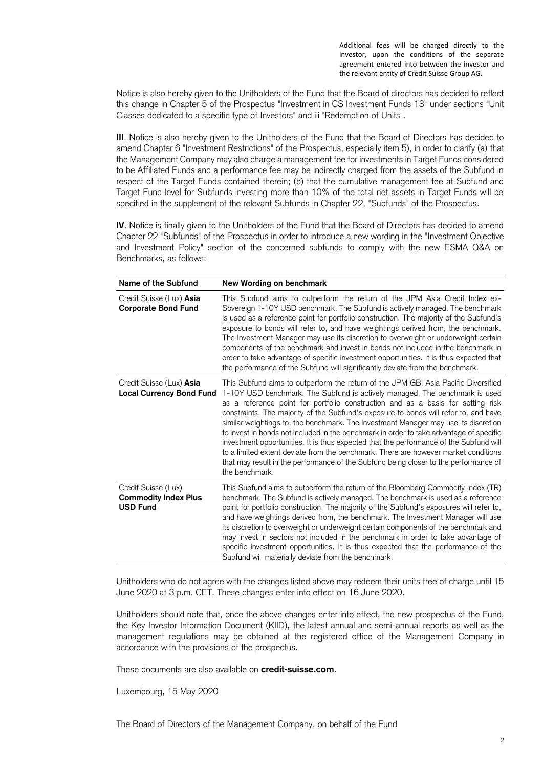Additional fees will be charged directly to the investor, upon the conditions of the separate agreement entered into between the investor and the relevant entity of Credit Suisse Group AG.

Notice is also hereby given to the Unitholders of the Fund that the Board of directors has decided to reflect this change in Chapter 5 of the Prospectus "Investment in CS Investment Funds 13" under sections "Unit Classes dedicated to a specific type of Investors" and iii "Redemption of Units".

**III**. Notice is also hereby given to the Unitholders of the Fund that the Board of Directors has decided to amend Chapter 6 "Investment Restrictions" of the Prospectus, especially item 5), in order to clarify (a) that the Management Company may also charge a management fee for investments in Target Funds considered to be Affiliated Funds and a performance fee may be indirectly charged from the assets of the Subfund in respect of the Target Funds contained therein; (b) that the cumulative management fee at Subfund and Target Fund level for Subfunds investing more than 10% of the total net assets in Target Funds will be specified in the supplement of the relevant Subfunds in Chapter 22, "Subfunds" of the Prospectus.

**IV**. Notice is finally given to the Unitholders of the Fund that the Board of Directors has decided to amend Chapter 22 "Subfunds" of the Prospectus in order to introduce a new wording in the "Investment Objective and Investment Policy" section of the concerned subfunds to comply with the new ESMA Q&A on Benchmarks, as follows:

| Name of the Subfund | New Wording on benchmark |
|---|---|
| Credit Suisse (Lux) **Asia Corporate Bond Fund** | This Subfund aims to outperform the return of the JPM Asia Credit Index ex-Sovereign 1-10Y USD benchmark. The Subfund is actively managed. The benchmark is used as a reference point for portfolio construction. The majority of the Subfund's exposure to bonds will refer to, and have weightings derived from, the benchmark. The Investment Manager may use its discretion to overweight or underweight certain components of the benchmark and invest in bonds not included in the benchmark in order to take advantage of specific investment opportunities. It is thus expected that the performance of the Subfund will significantly deviate from the benchmark. |
| Credit Suisse (Lux) **Asia Local Currency Bond Fund** | This Subfund aims to outperform the return of the JPM GBI Asia Pacific Diversified 1-10Y USD benchmark. The Subfund is actively managed. The benchmark is used as a reference point for portfolio construction and as a basis for setting risk constraints. The majority of the Subfund's exposure to bonds will refer to, and have similar weightings to, the benchmark. The Investment Manager may use its discretion to invest in bonds not included in the benchmark in order to take advantage of specific investment opportunities. It is thus expected that the performance of the Subfund will to a limited extent deviate from the benchmark. There are however market conditions that may result in the performance of the Subfund being closer to the performance of the benchmark. |
| Credit Suisse (Lux) **Commodity Index Plus USD Fund** | This Subfund aims to outperform the return of the Bloomberg Commodity Index (TR) benchmark. The Subfund is actively managed. The benchmark is used as a reference point for portfolio construction. The majority of the Subfund's exposures will refer to, and have weightings derived from, the benchmark. The Investment Manager will use its discretion to overweight or underweight certain components of the benchmark and may invest in sectors not included in the benchmark in order to take advantage of specific investment opportunities. It is thus expected that the performance of the Subfund will materially deviate from the benchmark. |

Unitholders who do not agree with the changes listed above may redeem their units free of charge until 15 June 2020 at 3 p.m. CET. These changes enter into effect on 16 June 2020.

Unitholders should note that, once the above changes enter into effect, the new prospectus of the Fund, the Key Investor Information Document (KIID), the latest annual and semi-annual reports as well as the management regulations may be obtained at the registered office of the Management Company in accordance with the provisions of the prospectus.

These documents are also available on **credit-suisse.com**.

Luxembourg, 15 May 2020

The Board of Directors of the Management Company, on behalf of the Fund